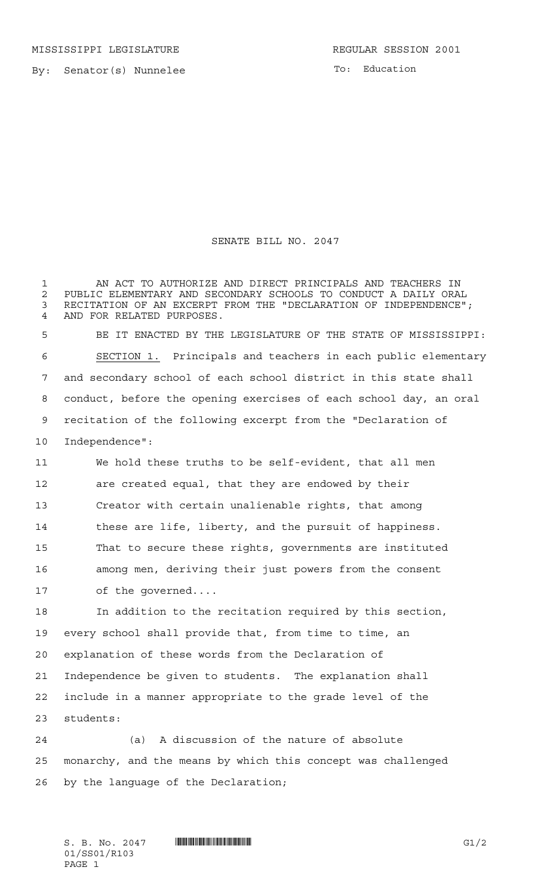MISSISSIPPI LEGISLATURE REGULAR SESSION 2001

By: Senator(s) Nunnelee

To: Education

# SENATE BILL NO. 2047

AN ACT TO AUTHORIZE AND DIRECT PRINCIPALS AND TEACHERS IN PUBLIC ELEMENTARY AND SECONDARY SCHOOLS TO CONDUCT A DAILY ORAL RECITATION OF AN EXCERPT FROM THE "DECLARATION OF INDEPENDENCE"; AND FOR RELATED PURPOSES.

BE IT ENACTED BY THE LEGISLATURE OF THE STATE OF MISSISSIPPI:

SECTION 1. Principals and teachers in each public elementary and secondary school of each school district in this state shall conduct, before the opening exercises of each school day, an oral recitation of the following excerpt from the "Declaration of Independence":

> We hold these truths to be self-evident, that all men are created equal, that they are endowed by their Creator with certain unalienable rights, that among these are life, liberty, and the pursuit of happiness. That to secure these rights, governments are instituted among men, deriving their just powers from the consent of the governed....

In addition to the recitation required by this section, every school shall provide that, from time to time, an explanation of these words from the Declaration of Independence be given to students. The explanation shall include in a manner appropriate to the grade level of the students:

(a) A discussion of the nature of absolute monarchy, and the means by which this concept was challenged by the language of the Declaration;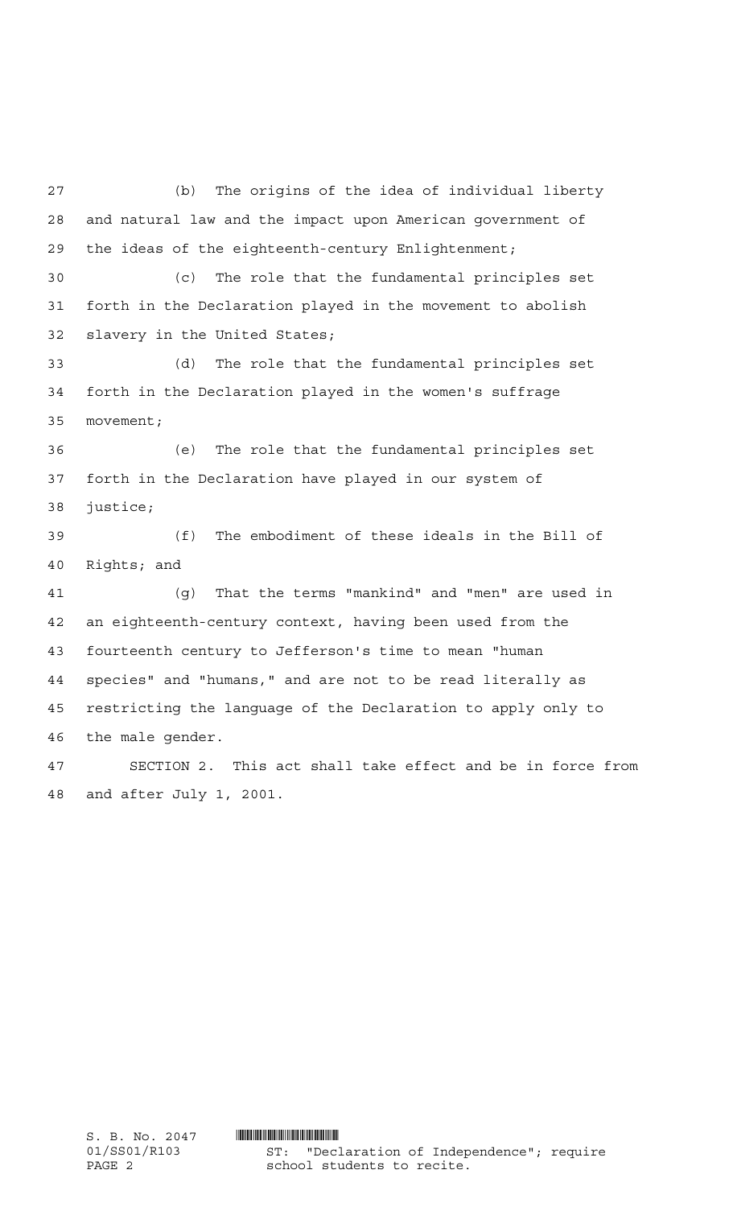(b) The origins of the idea of individual liberty and natural law and the impact upon American government of the ideas of the eighteenth-century Enlightenment;

(c) The role that the fundamental principles set forth in the Declaration played in the movement to abolish slavery in the United States;

(d) The role that the fundamental principles set forth in the Declaration played in the women's suffrage movement;

(e) The role that the fundamental principles set forth in the Declaration have played in our system of justice;

(f) The embodiment of these ideals in the Bill of Rights; and

(g) That the terms "mankind" and "men" are used in an eighteenth-century context, having been used from the fourteenth century to Jefferson's time to mean "human species" and "humans," and are not to be read literally as restricting the language of the Declaration to apply only to the male gender.

SECTION 2. This act shall take effect and be in force from and after July 1, 2001.